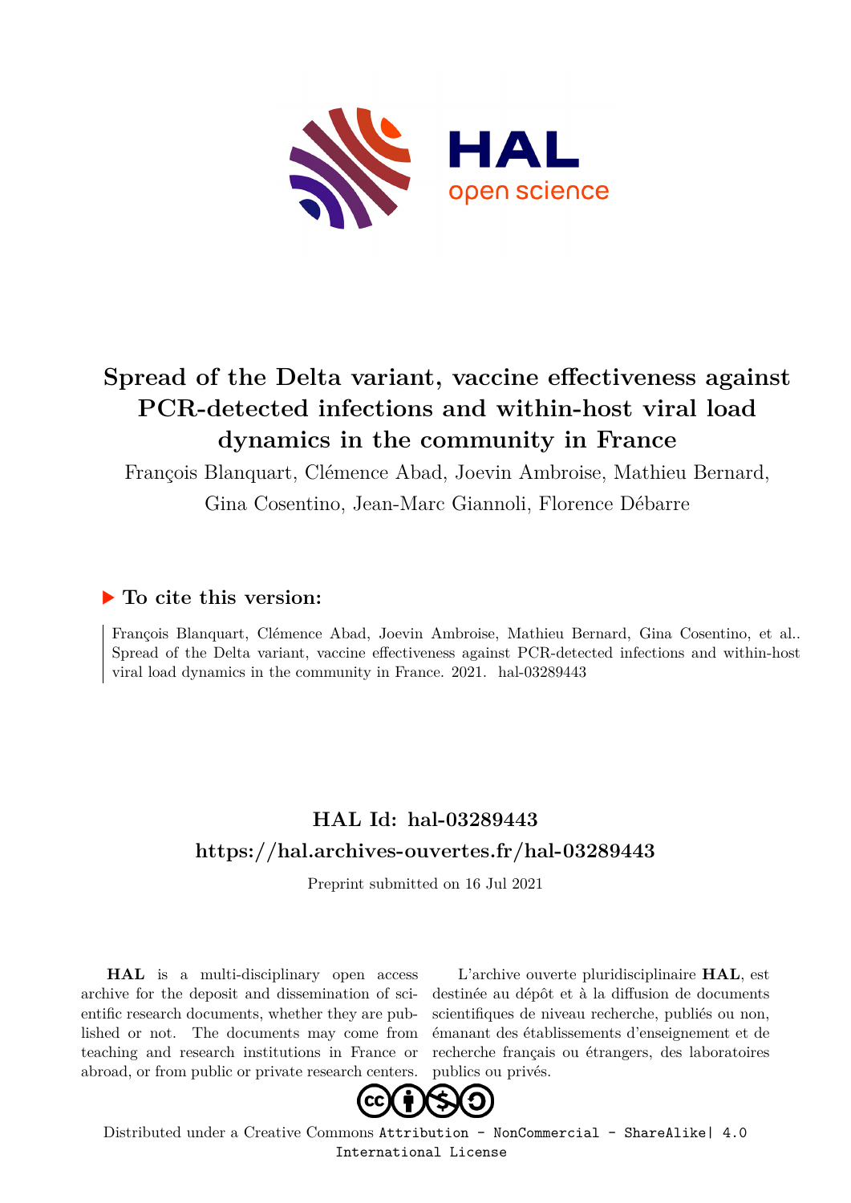# Spread of the Delta variant, vaccine effectiveness against PCR-detected infections and within-host viral load dynamics in the community in France

François Blanquart, Clémence Abad, Joevin Ambroise, Mathieu Bernard, Gina Cosentino, Jean-Marc Giannoli, Florence Débarre

## To cite this version:

François Blanquart, Clémence Abad, Joevin Ambroise, Mathieu Bernard, Gina Cosentino, et al.. Spread of the Delta variant, vaccine effectiveness against PCR-detected infections and within-host viral load dynamics in the community in France. 2021. hal-03289443

## HAL Id: hal-03289443

## https://hal.archives-ouvertes.fr/hal-03289443

Preprint submitted on 16 Jul 2021

**HAL** is a multi-disciplinary open access archive for the deposit and dissemination of scientific research documents, whether they are published or not. The documents may come from teaching and research institutions in France or abroad, or from public or private research centers.

L'archive ouverte pluridisciplinaire **HAL**, est destinée au dépôt et à la diffusion de documents scientifiques de niveau recherche, publiés ou non, émanant des établissements d'enseignement et de recherche français ou étrangers, des laboratoires publics ou privés.

Distributed under a Creative Commons Attribution - NonCommercial - ShareAlike| 4.0 International License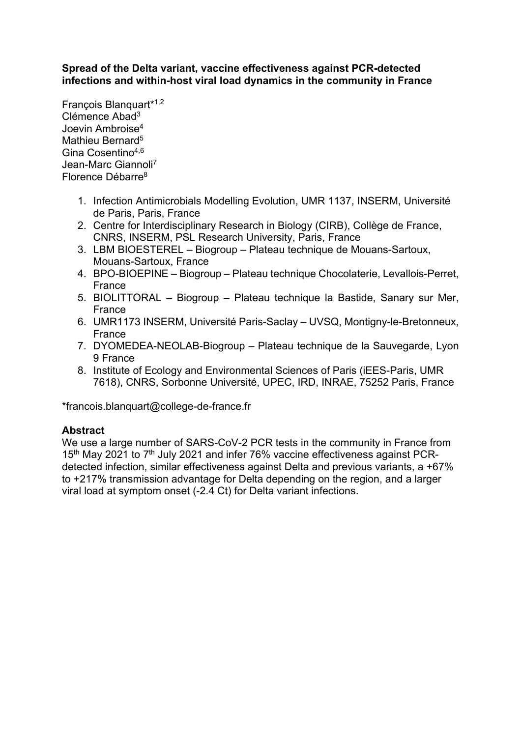**Spread of the Delta variant, vaccine effectiveness against PCR-detected infections and within-host viral load dynamics in the community in France**

François Blanquart*[1,2]
Clémence Abad[3]
Joevin Ambroise[4]
Mathieu Bernard[5]
Gina Cosentino[4,6]
Jean-Marc Giannoli[7]
Florence Débarre[8]

1. Infection Antimicrobials Modelling Evolution, UMR 1137, INSERM, Université de Paris, Paris, France
2. Centre for Interdisciplinary Research in Biology (CIRB), Collège de France, CNRS, INSERM, PSL Research University, Paris, France
3. LBM BIOESTEREL – Biogroup – Plateau technique de Mouans-Sartoux, Mouans-Sartoux, France
4. BPO-BIOEPINE – Biogroup – Plateau technique Chocolaterie, Levallois-Perret, France
5. BIOLITTORAL – Biogroup – Plateau technique la Bastide, Sanary sur Mer, France
6. UMR1173 INSERM, Université Paris-Saclay – UVSQ, Montigny-le-Bretonneux, France
7. DYOMEDEA-NEOLAB-Biogroup – Plateau technique de la Sauvegarde, Lyon 9 France
8. Institute of Ecology and Environmental Sciences of Paris (iEES-Paris, UMR 7618), CNRS, Sorbonne Université, UPEC, IRD, INRAE, 75252 Paris, France

*francois.blanquart@college-de-france.fr

**Abstract**

We use a large number of SARS-CoV-2 PCR tests in the community in France from 15[th] May 2021 to 7[th] July 2021 and infer 76% vaccine effectiveness against PCR-detected infection, similar effectiveness against Delta and previous variants, a +67% to +217% transmission advantage for Delta depending on the region, and a larger viral load at symptom onset (-2.4 Ct) for Delta variant infections.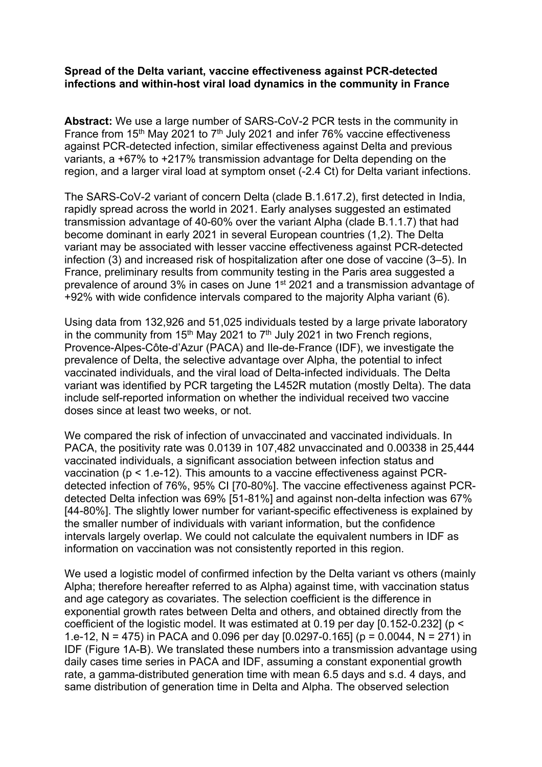**Spread of the Delta variant, vaccine effectiveness against PCR-detected infections and within-host viral load dynamics in the community in France**

**Abstract:** We use a large number of SARS-CoV-2 PCR tests in the community in France from 15th May 2021 to 7th July 2021 and infer 76% vaccine effectiveness against PCR-detected infection, similar effectiveness against Delta and previous variants, a +67% to +217% transmission advantage for Delta depending on the region, and a larger viral load at symptom onset (-2.4 Ct) for Delta variant infections.

The SARS-CoV-2 variant of concern Delta (clade B.1.617.2), first detected in India, rapidly spread across the world in 2021. Early analyses suggested an estimated transmission advantage of 40-60% over the variant Alpha (clade B.1.1.7) that had become dominant in early 2021 in several European countries (1,2). The Delta variant may be associated with lesser vaccine effectiveness against PCR-detected infection (3) and increased risk of hospitalization after one dose of vaccine (3–5). In France, preliminary results from community testing in the Paris area suggested a prevalence of around 3% in cases on June 1st 2021 and a transmission advantage of +92% with wide confidence intervals compared to the majority Alpha variant (6).

Using data from 132,926 and 51,025 individuals tested by a large private laboratory in the community from 15th May 2021 to 7th July 2021 in two French regions, Provence-Alpes-Côte-d'Azur (PACA) and Ile-de-France (IDF), we investigate the prevalence of Delta, the selective advantage over Alpha, the potential to infect vaccinated individuals, and the viral load of Delta-infected individuals. The Delta variant was identified by PCR targeting the L452R mutation (mostly Delta). The data include self-reported information on whether the individual received two vaccine doses since at least two weeks, or not.

We compared the risk of infection of unvaccinated and vaccinated individuals. In PACA, the positivity rate was 0.0139 in 107,482 unvaccinated and 0.00338 in 25,444 vaccinated individuals, a significant association between infection status and vaccination ($p < 1.e\text{-}12$). This amounts to a vaccine effectiveness against PCR-detected infection of 76%, 95% CI [70-80%]. The vaccine effectiveness against PCR-detected Delta infection was 69% [51-81%] and against non-delta infection was 67% [44-80%]. The slightly lower number for variant-specific effectiveness is explained by the smaller number of individuals with variant information, but the confidence intervals largely overlap. We could not calculate the equivalent numbers in IDF as information on vaccination was not consistently reported in this region.

We used a logistic model of confirmed infection by the Delta variant vs others (mainly Alpha; therefore hereafter referred to as Alpha) against time, with vaccination status and age category as covariates. The selection coefficient is the difference in exponential growth rates between Delta and others, and obtained directly from the coefficient of the logistic model. It was estimated at 0.19 per day [0.152-0.232] ($p < 1.e\text{-}12$, $N = 475$) in PACA and 0.096 per day [0.0297-0.165] ($p = 0.0044$, $N = 271$) in IDF (Figure 1A-B). We translated these numbers into a transmission advantage using daily cases time series in PACA and IDF, assuming a constant exponential growth rate, a gamma-distributed generation time with mean 6.5 days and s.d. 4 days, and same distribution of generation time in Delta and Alpha. The observed selection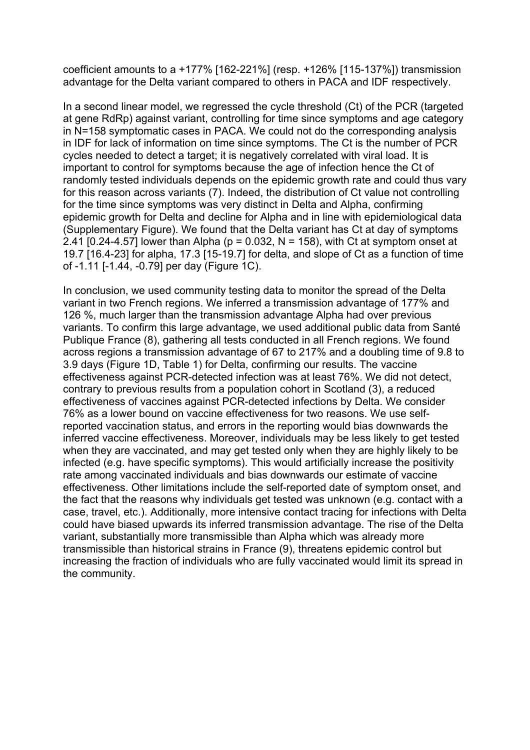coefficient amounts to a +177% [162-221%] (resp. +126% [115-137%]) transmission advantage for the Delta variant compared to others in PACA and IDF respectively.

In a second linear model, we regressed the cycle threshold (Ct) of the PCR (targeted at gene RdRp) against variant, controlling for time since symptoms and age category in N=158 symptomatic cases in PACA. We could not do the corresponding analysis in IDF for lack of information on time since symptoms. The Ct is the number of PCR cycles needed to detect a target; it is negatively correlated with viral load. It is important to control for symptoms because the age of infection hence the Ct of randomly tested individuals depends on the epidemic growth rate and could thus vary for this reason across variants (7). Indeed, the distribution of Ct value not controlling for the time since symptoms was very distinct in Delta and Alpha, confirming epidemic growth for Delta and decline for Alpha and in line with epidemiological data (Supplementary Figure). We found that the Delta variant has Ct at day of symptoms 2.41 [0.24-4.57] lower than Alpha ($p = 0.032$, $N = 158$), with Ct at symptom onset at 19.7 [16.4-23] for alpha, 17.3 [15-19.7] for delta, and slope of Ct as a function of time of -1.11 [-1.44, -0.79] per day (Figure 1C).

In conclusion, we used community testing data to monitor the spread of the Delta variant in two French regions. We inferred a transmission advantage of 177% and 126 %, much larger than the transmission advantage Alpha had over previous variants. To confirm this large advantage, we used additional public data from Santé Publique France (8), gathering all tests conducted in all French regions. We found across regions a transmission advantage of 67 to 217% and a doubling time of 9.8 to 3.9 days (Figure 1D, Table 1) for Delta, confirming our results. The vaccine effectiveness against PCR-detected infection was at least 76%. We did not detect, contrary to previous results from a population cohort in Scotland (3), a reduced effectiveness of vaccines against PCR-detected infections by Delta. We consider 76% as a lower bound on vaccine effectiveness for two reasons. We use self-reported vaccination status, and errors in the reporting would bias downwards the inferred vaccine effectiveness. Moreover, individuals may be less likely to get tested when they are vaccinated, and may get tested only when they are highly likely to be infected (e.g. have specific symptoms). This would artificially increase the positivity rate among vaccinated individuals and bias downwards our estimate of vaccine effectiveness. Other limitations include the self-reported date of symptom onset, and the fact that the reasons why individuals get tested was unknown (e.g. contact with a case, travel, etc.). Additionally, more intensive contact tracing for infections with Delta could have biased upwards its inferred transmission advantage. The rise of the Delta variant, substantially more transmissible than Alpha which was already more transmissible than historical strains in France (9), threatens epidemic control but increasing the fraction of individuals who are fully vaccinated would limit its spread in the community.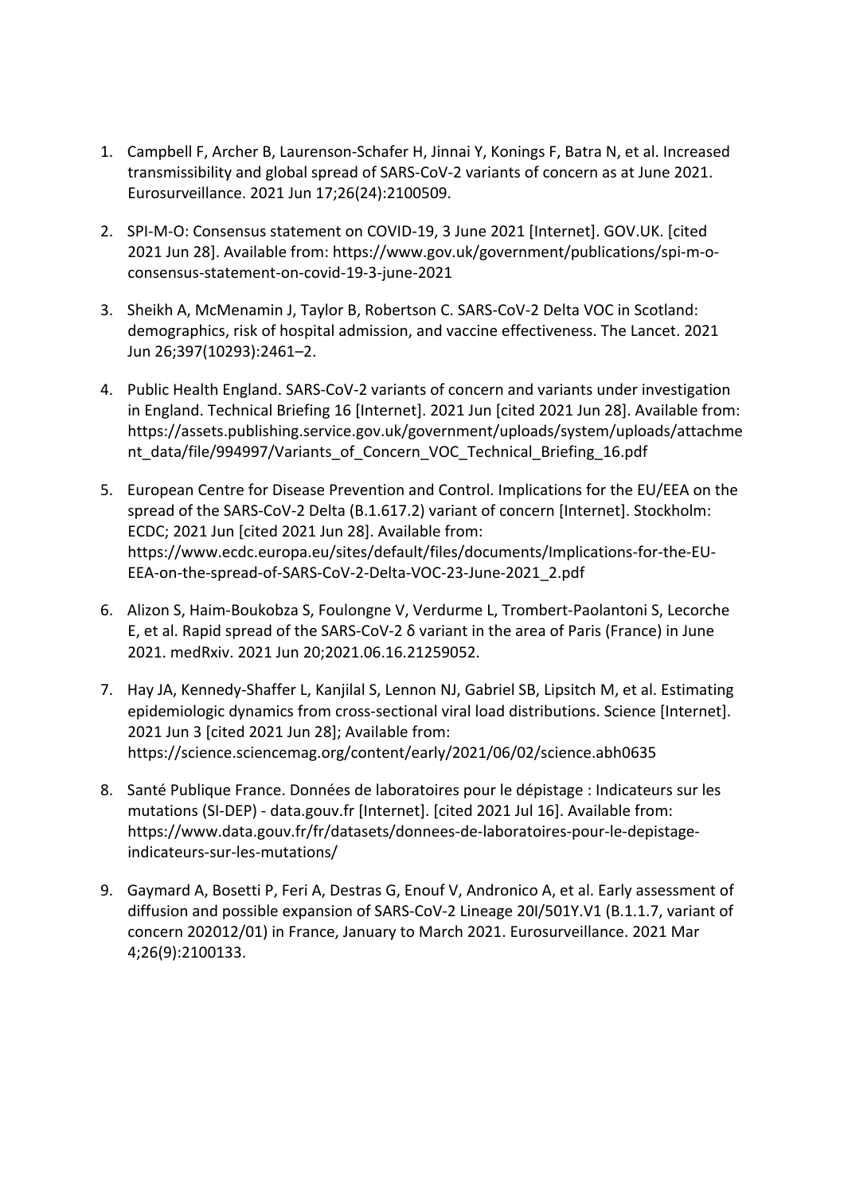1. Campbell F, Archer B, Laurenson-Schafer H, Jinnai Y, Konings F, Batra N, et al. Increased transmissibility and global spread of SARS-CoV-2 variants of concern as at June 2021. Eurosurveillance. 2021 Jun 17;26(24):2100509.

2. SPI-M-O: Consensus statement on COVID-19, 3 June 2021 [Internet]. GOV.UK. [cited 2021 Jun 28]. Available from: https://www.gov.uk/government/publications/spi-m-o-consensus-statement-on-covid-19-3-june-2021

3. Sheikh A, McMenamin J, Taylor B, Robertson C. SARS-CoV-2 Delta VOC in Scotland: demographics, risk of hospital admission, and vaccine effectiveness. The Lancet. 2021 Jun 26;397(10293):2461–2.

4. Public Health England. SARS-CoV-2 variants of concern and variants under investigation in England. Technical Briefing 16 [Internet]. 2021 Jun [cited 2021 Jun 28]. Available from: https://assets.publishing.service.gov.uk/government/uploads/system/uploads/attachment_data/file/994997/Variants_of_Concern_VOC_Technical_Briefing_16.pdf

5. European Centre for Disease Prevention and Control. Implications for the EU/EEA on the spread of the SARS-CoV-2 Delta (B.1.617.2) variant of concern [Internet]. Stockholm: ECDC; 2021 Jun [cited 2021 Jun 28]. Available from: https://www.ecdc.europa.eu/sites/default/files/documents/Implications-for-the-EU-EEA-on-the-spread-of-SARS-CoV-2-Delta-VOC-23-June-2021_2.pdf

6. Alizon S, Haim-Boukobza S, Foulongne V, Verdurme L, Trombert-Paolantoni S, Lecorche E, et al. Rapid spread of the SARS-CoV-2 δ variant in the area of Paris (France) in June 2021. medRxiv. 2021 Jun 20;2021.06.16.21259052.

7. Hay JA, Kennedy-Shaffer L, Kanjilal S, Lennon NJ, Gabriel SB, Lipsitch M, et al. Estimating epidemiologic dynamics from cross-sectional viral load distributions. Science [Internet]. 2021 Jun 3 [cited 2021 Jun 28]; Available from: https://science.sciencemag.org/content/early/2021/06/02/science.abh0635

8. Santé Publique France. Données de laboratoires pour le dépistage : Indicateurs sur les mutations (SI-DEP) - data.gouv.fr [Internet]. [cited 2021 Jul 16]. Available from: https://www.data.gouv.fr/fr/datasets/donnees-de-laboratoires-pour-le-depistage-indicateurs-sur-les-mutations/

9. Gaymard A, Bosetti P, Feri A, Destras G, Enouf V, Andronico A, et al. Early assessment of diffusion and possible expansion of SARS-CoV-2 Lineage 20I/501Y.V1 (B.1.1.7, variant of concern 202012/01) in France, January to March 2021. Eurosurveillance. 2021 Mar 4;26(9):2100133.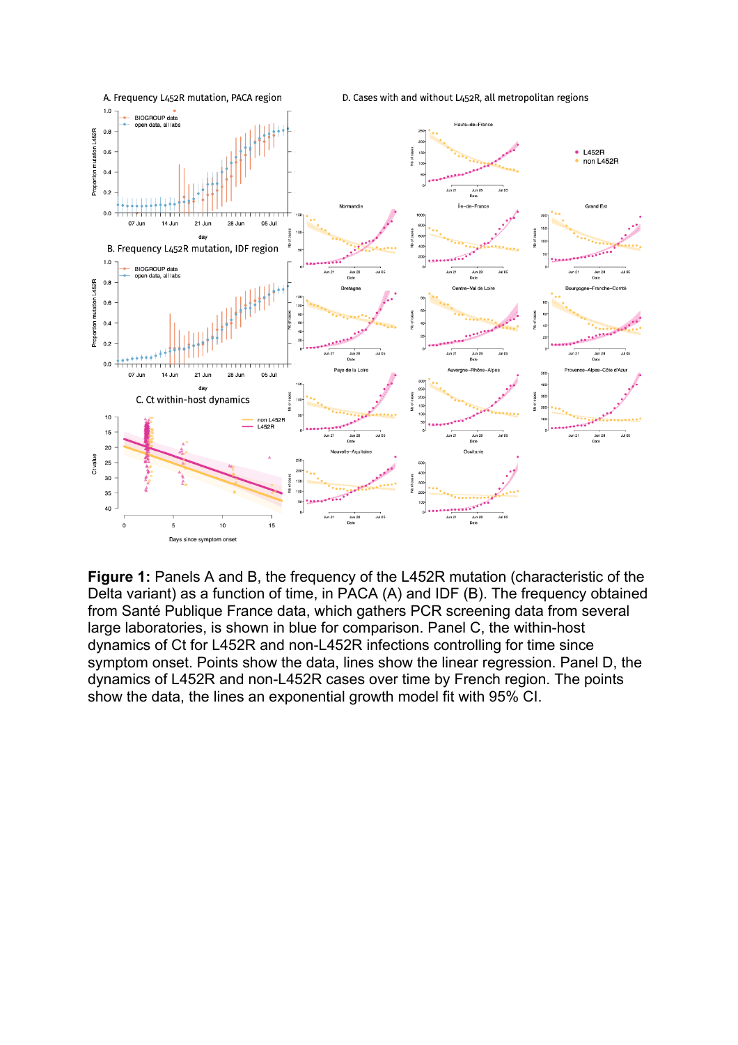A. Frequency L452R mutation, PACA region

BIOGROUP data
open data, all labs

Proportion mutation L452R

day

B. Frequency L452R mutation, IDF region

BIOGROUP data
open data, all labs

Proportion mutation L452R

day

C. Ct within-host dynamics

non L452R
L452R

Ct value

Days since symptom onset

D. Cases with and without L452R, all metropolitan regions

L452R
non L452R

Hauts-de-France
Normandie
Île-de-France
Grand Est
Bretagne
Centre-Val de Loire
Bourgogne-Franche-Comté
Pays de la Loire
Auvergne-Rhône-Alpes
Provence-Alpes-Côte d'Azur
Nouvelle-Aquitaine
Occitanie

**Figure 1:** Panels A and B, the frequency of the L452R mutation (characteristic of the Delta variant) as a function of time, in PACA (A) and IDF (B). The frequency obtained from Santé Publique France data, which gathers PCR screening data from several large laboratories, is shown in blue for comparison. Panel C, the within-host dynamics of Ct for L452R and non-L452R infections controlling for time since symptom onset. Points show the data, lines show the linear regression. Panel D, the dynamics of L452R and non-L452R cases over time by French region. The points show the data, the lines an exponential growth model fit with 95% CI.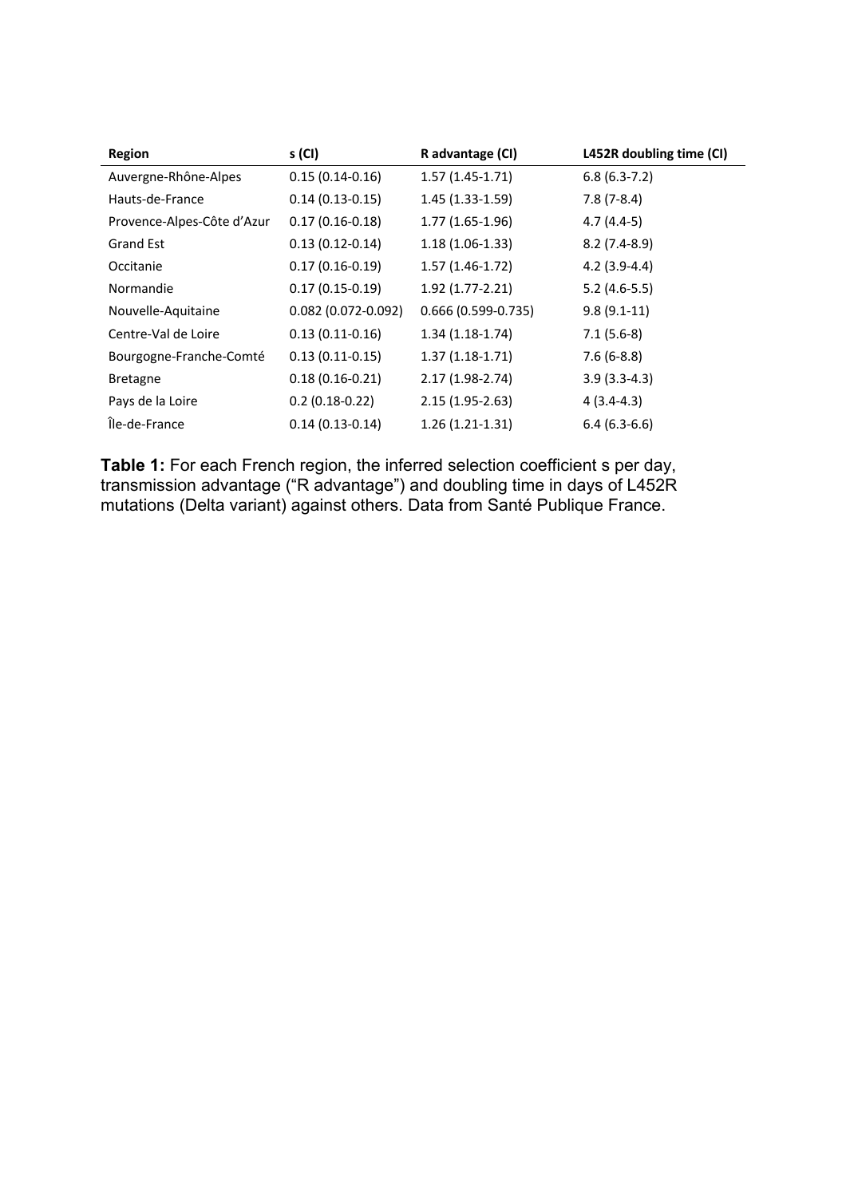| Region | s (CI) | R advantage (CI) | L452R doubling time (CI) |
|---|---|---|---|
| Auvergne-Rhône-Alpes | 0.15 (0.14-0.16) | 1.57 (1.45-1.71) | 6.8 (6.3-7.2) |
| Hauts-de-France | 0.14 (0.13-0.15) | 1.45 (1.33-1.59) | 7.8 (7-8.4) |
| Provence-Alpes-Côte d'Azur | 0.17 (0.16-0.18) | 1.77 (1.65-1.96) | 4.7 (4.4-5) |
| Grand Est | 0.13 (0.12-0.14) | 1.18 (1.06-1.33) | 8.2 (7.4-8.9) |
| Occitanie | 0.17 (0.16-0.19) | 1.57 (1.46-1.72) | 4.2 (3.9-4.4) |
| Normandie | 0.17 (0.15-0.19) | 1.92 (1.77-2.21) | 5.2 (4.6-5.5) |
| Nouvelle-Aquitaine | 0.082 (0.072-0.092) | 0.666 (0.599-0.735) | 9.8 (9.1-11) |
| Centre-Val de Loire | 0.13 (0.11-0.16) | 1.34 (1.18-1.74) | 7.1 (5.6-8) |
| Bourgogne-Franche-Comté | 0.13 (0.11-0.15) | 1.37 (1.18-1.71) | 7.6 (6-8.8) |
| Bretagne | 0.18 (0.16-0.21) | 2.17 (1.98-2.74) | 3.9 (3.3-4.3) |
| Pays de la Loire | 0.2 (0.18-0.22) | 2.15 (1.95-2.63) | 4 (3.4-4.3) |
| Île-de-France | 0.14 (0.13-0.14) | 1.26 (1.21-1.31) | 6.4 (6.3-6.6) |

**Table 1:** For each French region, the inferred selection coefficient s per day, transmission advantage ("R advantage") and doubling time in days of L452R mutations (Delta variant) against others. Data from Santé Publique France.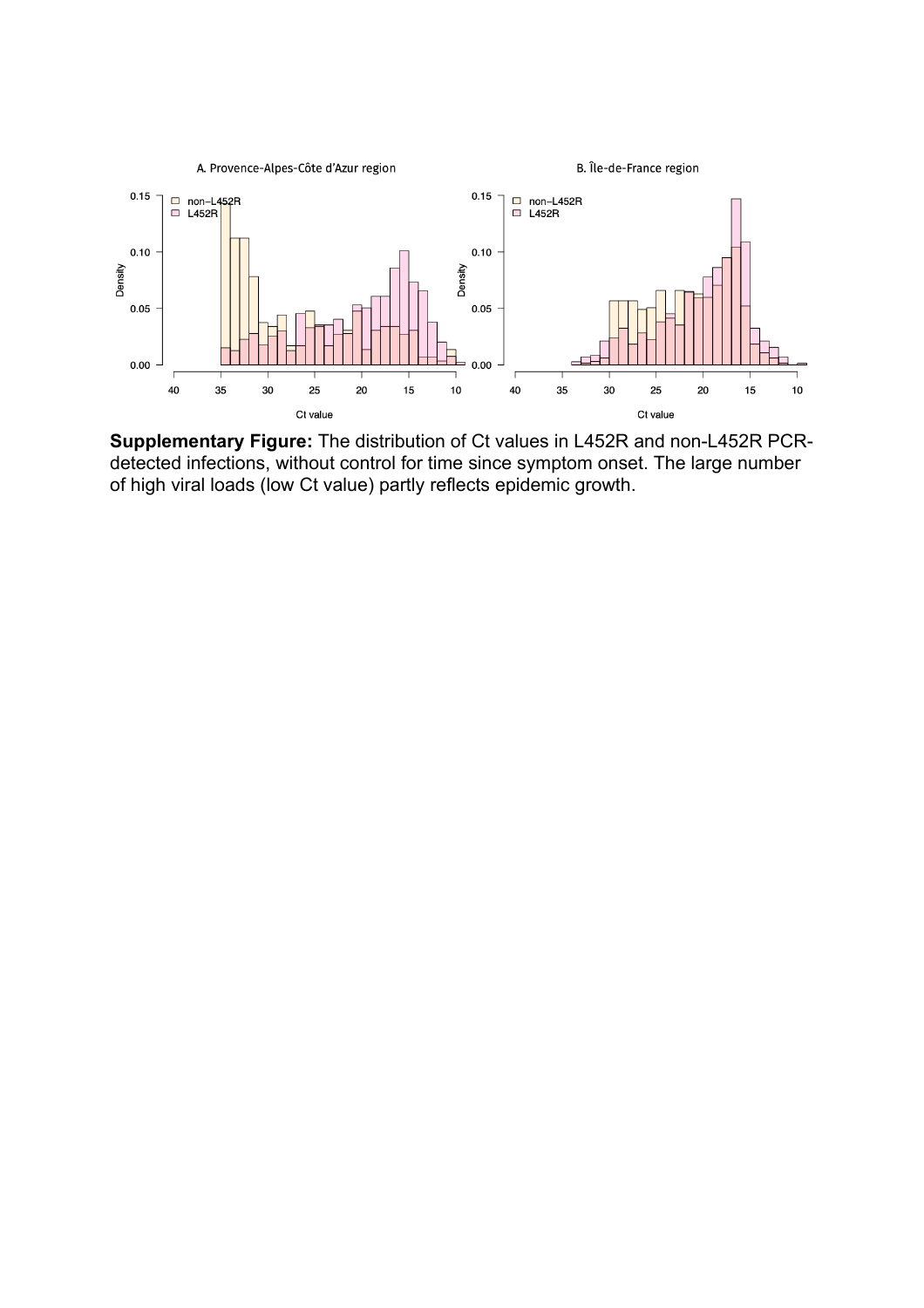A. Provence-Alpes-Côte d'Azur region

non−L452R
L452R

Density

0.15
0.10
0.05
0.00

40 35 30 25 20 15 10

Ct value

B. Île-de-France region

non−L452R
L452R

Density

0.15
0.10
0.05
0.00

40 35 30 25 20 15 10

Ct value

**Supplementary Figure:** The distribution of Ct values in L452R and non-L452R PCR-detected infections, without control for time since symptom onset. The large number of high viral loads (low Ct value) partly reflects epidemic growth.